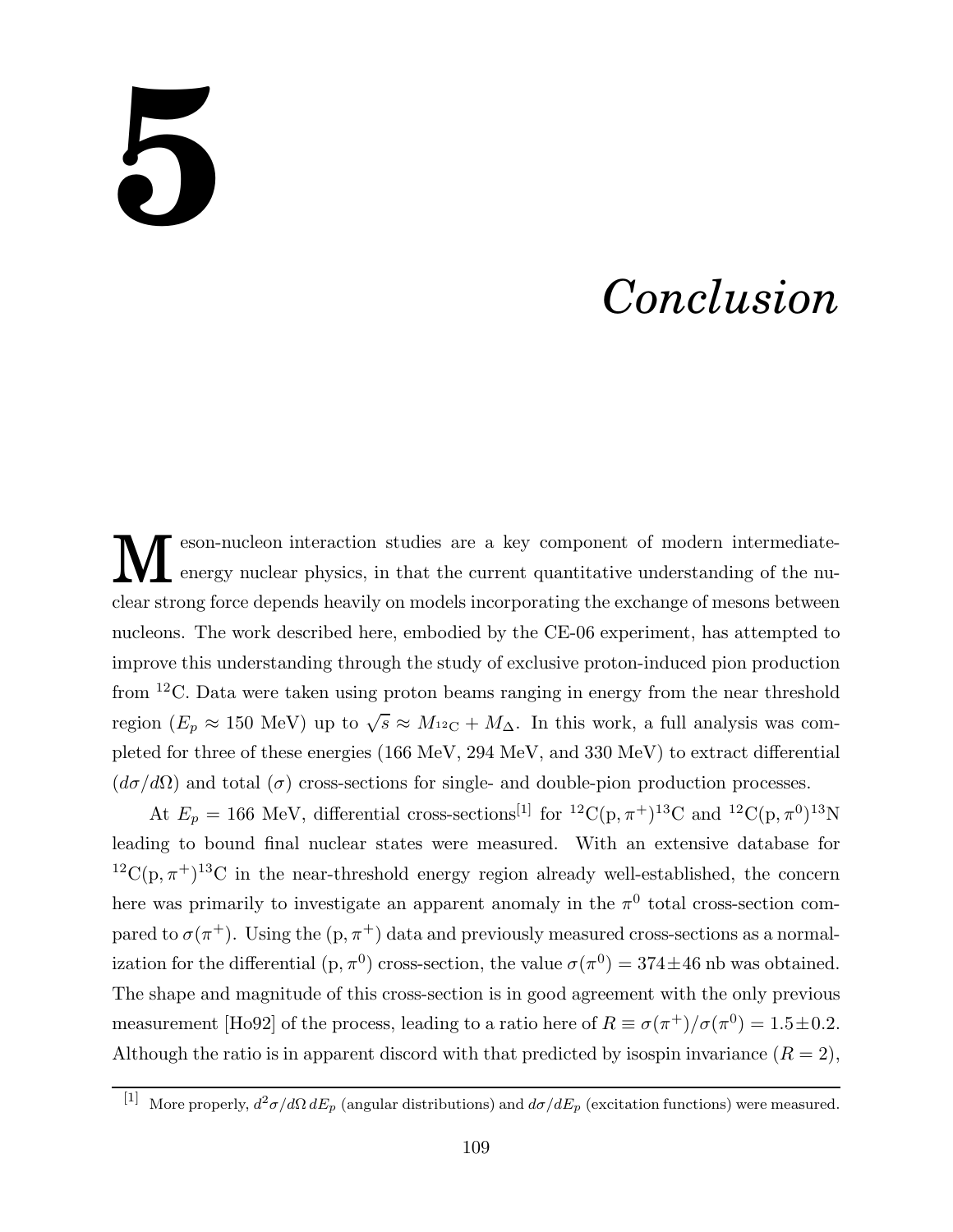// Chapter number and title from the page header
# 5

# *Conclusion*

Meson-nucleon interaction studies are a key component of modern intermediate-energy nuclear physics, in that the current quantitative understanding of the nuclear strong force depends heavily on models incorporating the exchange of mesons between nucleons. The work described here, embodied by the CE-06 experiment, has attempted to improve this understanding through the study of exclusive proton-induced pion production from $^{12}$C. Data were taken using proton beams ranging in energy from the near threshold region ($E_p \approx 150$ MeV) up to $\sqrt{s} \approx M_{^{12}\mathrm{C}} + M_\Delta$. In this work, a full analysis was completed for three of these energies (166 MeV, 294 MeV, and 330 MeV) to extract differential ($d\sigma/d\Omega$) and total ($\sigma$) cross-sections for single- and double-pion production processes.

At $E_p = 166$ MeV, differential cross-sections[1] for $^{12}\mathrm{C}(\mathrm{p},\pi^+)^{13}\mathrm{C}$ and $^{12}\mathrm{C}(\mathrm{p},\pi^0)^{13}\mathrm{N}$ leading to bound final nuclear states were measured. With an extensive database for $^{12}\mathrm{C}(\mathrm{p},\pi^+)^{13}\mathrm{C}$ in the near-threshold energy region already well-established, the concern here was primarily to investigate an apparent anomaly in the $\pi^0$ total cross-section compared to $\sigma(\pi^+)$. Using the $(\mathrm{p},\pi^+)$ data and previously measured cross-sections as a normalization for the differential $(\mathrm{p},\pi^0)$ cross-section, the value $\sigma(\pi^0) = 374 \pm 46$ nb was obtained. The shape and magnitude of this cross-section is in good agreement with the only previous measurement [Ho92] of the process, leading to a ratio here of $R \equiv \sigma(\pi^+)/\sigma(\pi^0) = 1.5 \pm 0.2$. Although the ratio is in apparent discord with that predicted by isospin invariance ($R = 2$),

[1] More properly, $d^2\sigma/d\Omega\, dE_p$ (angular distributions) and $d\sigma/dE_p$ (excitation functions) were measured.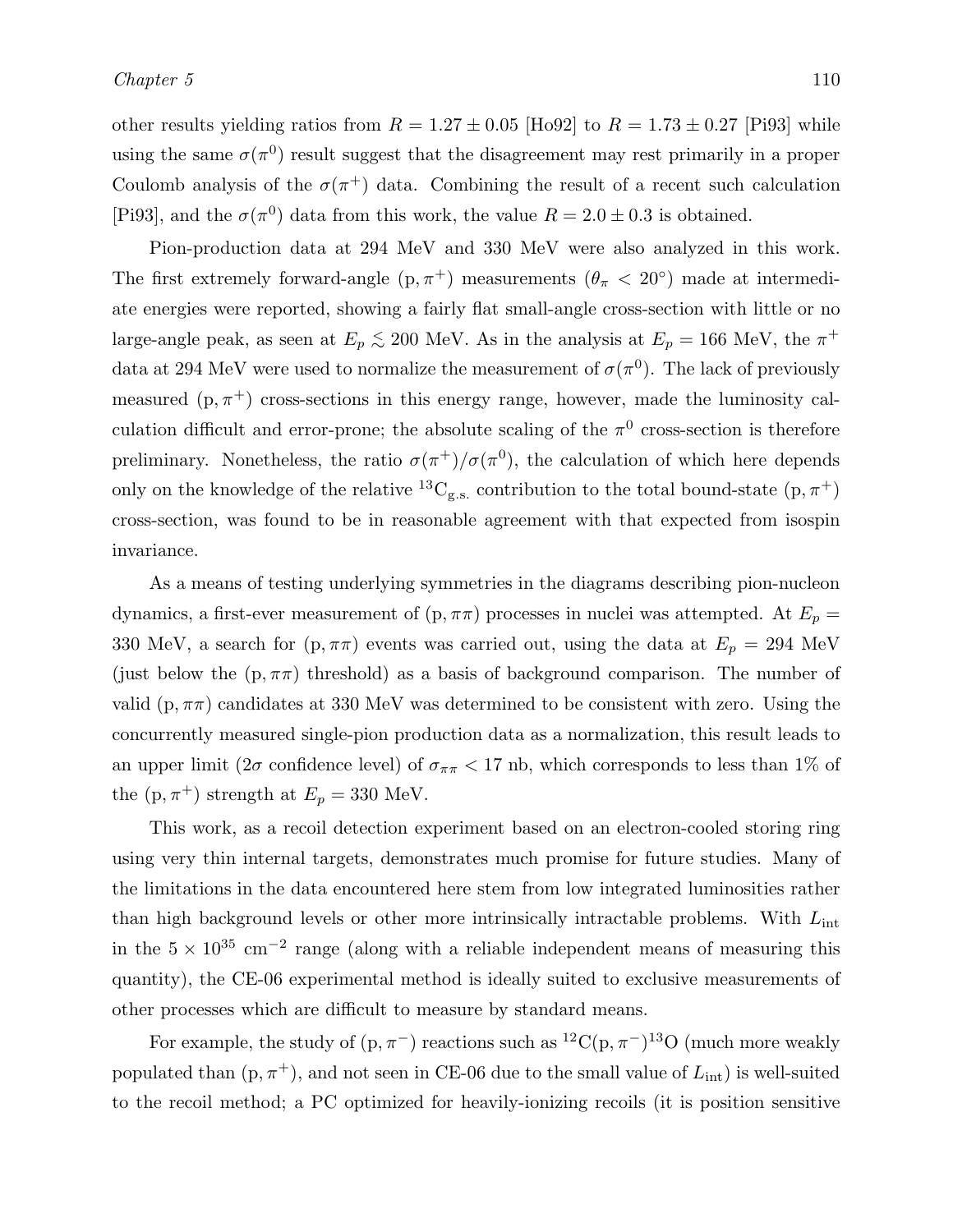other results yielding ratios from $R = 1.27 \pm 0.05$ [Ho92] to $R = 1.73 \pm 0.27$ [Pi93] while using the same $\sigma(\pi^0)$ result suggest that the disagreement may rest primarily in a proper Coulomb analysis of the $\sigma(\pi^+)$ data. Combining the result of a recent such calculation [Pi93], and the $\sigma(\pi^0)$ data from this work, the value $R = 2.0 \pm 0.3$ is obtained.

Pion-production data at 294 MeV and 330 MeV were also analyzed in this work. The first extremely forward-angle $(\mathrm{p}, \pi^+)$ measurements ($\theta_\pi < 20^\circ$) made at intermediate energies were reported, showing a fairly flat small-angle cross-section with little or no large-angle peak, as seen at $E_p \lesssim 200$ MeV. As in the analysis at $E_p = 166$ MeV, the $\pi^+$ data at 294 MeV were used to normalize the measurement of $\sigma(\pi^0)$. The lack of previously measured $(\mathrm{p}, \pi^+)$ cross-sections in this energy range, however, made the luminosity calculation difficult and error-prone; the absolute scaling of the $\pi^0$ cross-section is therefore preliminary. Nonetheless, the ratio $\sigma(\pi^+)/\sigma(\pi^0)$, the calculation of which here depends only on the knowledge of the relative $^{13}\mathrm{C}_{\mathrm{g.s.}}$ contribution to the total bound-state $(\mathrm{p}, \pi^+)$ cross-section, was found to be in reasonable agreement with that expected from isospin invariance.

As a means of testing underlying symmetries in the diagrams describing pion-nucleon dynamics, a first-ever measurement of $(\mathrm{p}, \pi\pi)$ processes in nuclei was attempted. At $E_p = 330$ MeV, a search for $(\mathrm{p}, \pi\pi)$ events was carried out, using the data at $E_p = 294$ MeV (just below the $(\mathrm{p}, \pi\pi)$ threshold) as a basis of background comparison. The number of valid $(\mathrm{p}, \pi\pi)$ candidates at 330 MeV was determined to be consistent with zero. Using the concurrently measured single-pion production data as a normalization, this result leads to an upper limit ($2\sigma$ confidence level) of $\sigma_{\pi\pi} < 17$ nb, which corresponds to less than 1% of the $(\mathrm{p}, \pi^+)$ strength at $E_p = 330$ MeV.

This work, as a recoil detection experiment based on an electron-cooled storing ring using very thin internal targets, demonstrates much promise for future studies. Many of the limitations in the data encountered here stem from low integrated luminosities rather than high background levels or other more intrinsically intractable problems. With $L_{\mathrm{int}}$ in the $5 \times 10^{35}$ cm$^{-2}$ range (along with a reliable independent means of measuring this quantity), the CE-06 experimental method is ideally suited to exclusive measurements of other processes which are difficult to measure by standard means.

For example, the study of $(\mathrm{p}, \pi^-)$ reactions such as $^{12}\mathrm{C}(\mathrm{p}, \pi^-)^{13}\mathrm{O}$ (much more weakly populated than $(\mathrm{p}, \pi^+)$, and not seen in CE-06 due to the small value of $L_{\mathrm{int}}$) is well-suited to the recoil method; a PC optimized for heavily-ionizing recoils (it is position sensitive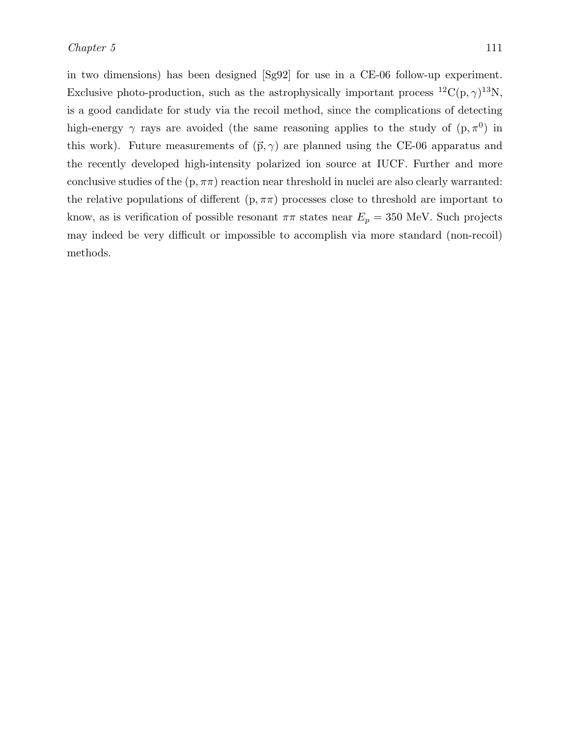in two dimensions) has been designed [Sg92] for use in a CE-06 follow-up experiment. Exclusive photo-production, such as the astrophysically important process $^{12}\mathrm{C}(\mathrm{p},\gamma)^{13}\mathrm{N}$, is a good candidate for study via the recoil method, since the complications of detecting high-energy $\gamma$ rays are avoided (the same reasoning applies to the study of $(\mathrm{p},\pi^0)$ in this work). Future measurements of $(\vec{\mathrm{p}},\gamma)$ are planned using the CE-06 apparatus and the recently developed high-intensity polarized ion source at IUCF. Further and more conclusive studies of the $(\mathrm{p},\pi\pi)$ reaction near threshold in nuclei are also clearly warranted: the relative populations of different $(\mathrm{p},\pi\pi)$ processes close to threshold are important to know, as is verification of possible resonant $\pi\pi$ states near $E_p = 350$ MeV. Such projects may indeed be very difficult or impossible to accomplish via more standard (non-recoil) methods.